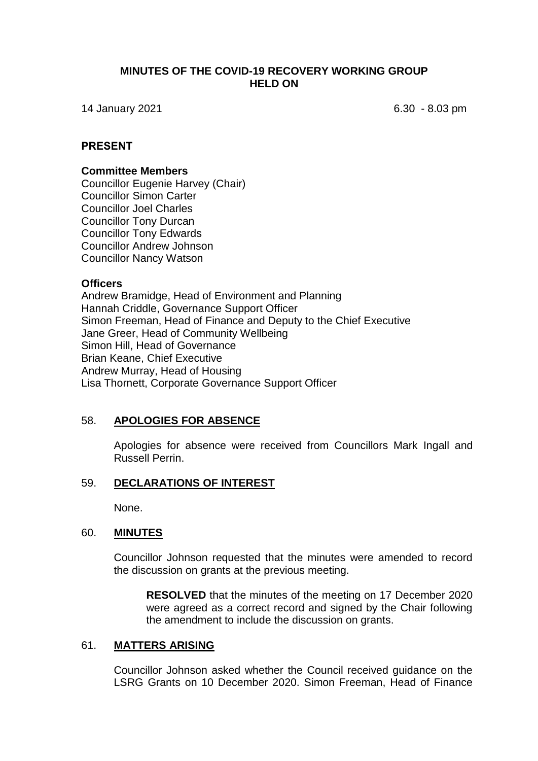# MINUTES OF THE COVID-19 RECOVERY WORKING GROUP HELD ON

14 January 2021 6.30 - 8.03 pm

## PRESENT

### Committee Members

Councillor Eugenie Harvey (Chair)
Councillor Simon Carter
Councillor Joel Charles
Councillor Tony Durcan
Councillor Tony Edwards
Councillor Andrew Johnson
Councillor Nancy Watson

### Officers

Andrew Bramidge, Head of Environment and Planning
Hannah Criddle, Governance Support Officer
Simon Freeman, Head of Finance and Deputy to the Chief Executive
Jane Greer, Head of Community Wellbeing
Simon Hill, Head of Governance
Brian Keane, Chief Executive
Andrew Murray, Head of Housing
Lisa Thornett, Corporate Governance Support Officer

## 58. APOLOGIES FOR ABSENCE

Apologies for absence were received from Councillors Mark Ingall and Russell Perrin.

## 59. DECLARATIONS OF INTEREST

None.

## 60. MINUTES

Councillor Johnson requested that the minutes were amended to record the discussion on grants at the previous meeting.

> **RESOLVED** that the minutes of the meeting on 17 December 2020 were agreed as a correct record and signed by the Chair following the amendment to include the discussion on grants.

## 61. MATTERS ARISING

Councillor Johnson asked whether the Council received guidance on the LSRG Grants on 10 December 2020. Simon Freeman, Head of Finance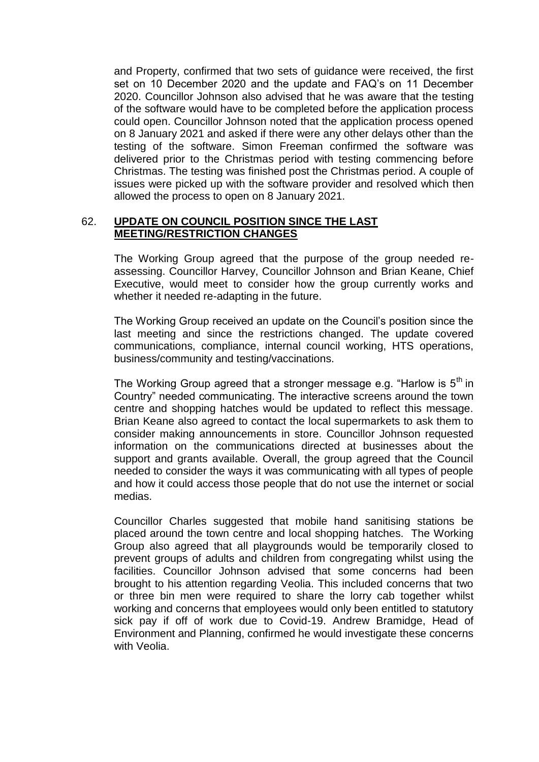and Property, confirmed that two sets of guidance were received, the first set on 10 December 2020 and the update and FAQ's on 11 December 2020. Councillor Johnson also advised that he was aware that the testing of the software would have to be completed before the application process could open. Councillor Johnson noted that the application process opened on 8 January 2021 and asked if there were any other delays other than the testing of the software. Simon Freeman confirmed the software was delivered prior to the Christmas period with testing commencing before Christmas. The testing was finished post the Christmas period. A couple of issues were picked up with the software provider and resolved which then allowed the process to open on 8 January 2021.

## 62. UPDATE ON COUNCIL POSITION SINCE THE LAST MEETING/RESTRICTION CHANGES

The Working Group agreed that the purpose of the group needed re-assessing. Councillor Harvey, Councillor Johnson and Brian Keane, Chief Executive, would meet to consider how the group currently works and whether it needed re-adapting in the future.

The Working Group received an update on the Council's position since the last meeting and since the restrictions changed. The update covered communications, compliance, internal council working, HTS operations, business/community and testing/vaccinations.

The Working Group agreed that a stronger message e.g. "Harlow is 5th in Country" needed communicating. The interactive screens around the town centre and shopping hatches would be updated to reflect this message. Brian Keane also agreed to contact the local supermarkets to ask them to consider making announcements in store. Councillor Johnson requested information on the communications directed at businesses about the support and grants available. Overall, the group agreed that the Council needed to consider the ways it was communicating with all types of people and how it could access those people that do not use the internet or social medias.

Councillor Charles suggested that mobile hand sanitising stations be placed around the town centre and local shopping hatches. The Working Group also agreed that all playgrounds would be temporarily closed to prevent groups of adults and children from congregating whilst using the facilities. Councillor Johnson advised that some concerns had been brought to his attention regarding Veolia. This included concerns that two or three bin men were required to share the lorry cab together whilst working and concerns that employees would only been entitled to statutory sick pay if off of work due to Covid-19. Andrew Bramidge, Head of Environment and Planning, confirmed he would investigate these concerns with Veolia.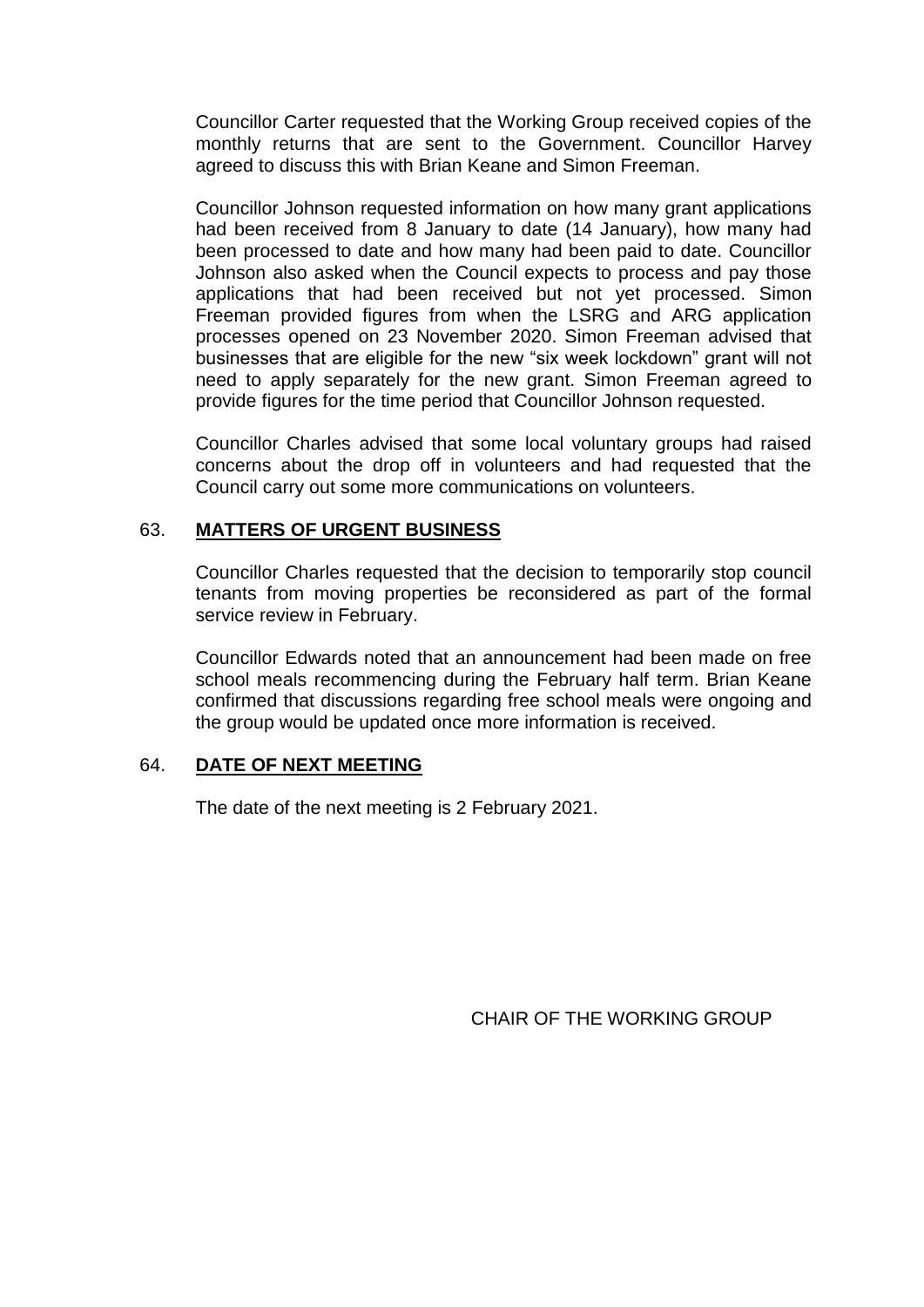Councillor Carter requested that the Working Group received copies of the monthly returns that are sent to the Government. Councillor Harvey agreed to discuss this with Brian Keane and Simon Freeman.

Councillor Johnson requested information on how many grant applications had been received from 8 January to date (14 January), how many had been processed to date and how many had been paid to date. Councillor Johnson also asked when the Council expects to process and pay those applications that had been received but not yet processed. Simon Freeman provided figures from when the LSRG and ARG application processes opened on 23 November 2020. Simon Freeman advised that businesses that are eligible for the new "six week lockdown" grant will not need to apply separately for the new grant. Simon Freeman agreed to provide figures for the time period that Councillor Johnson requested.

Councillor Charles advised that some local voluntary groups had raised concerns about the drop off in volunteers and had requested that the Council carry out some more communications on volunteers.

## 63. **MATTERS OF URGENT BUSINESS**

Councillor Charles requested that the decision to temporarily stop council tenants from moving properties be reconsidered as part of the formal service review in February.

Councillor Edwards noted that an announcement had been made on free school meals recommencing during the February half term. Brian Keane confirmed that discussions regarding free school meals were ongoing and the group would be updated once more information is received.

## 64. **DATE OF NEXT MEETING**

The date of the next meeting is 2 February 2021.

CHAIR OF THE WORKING GROUP